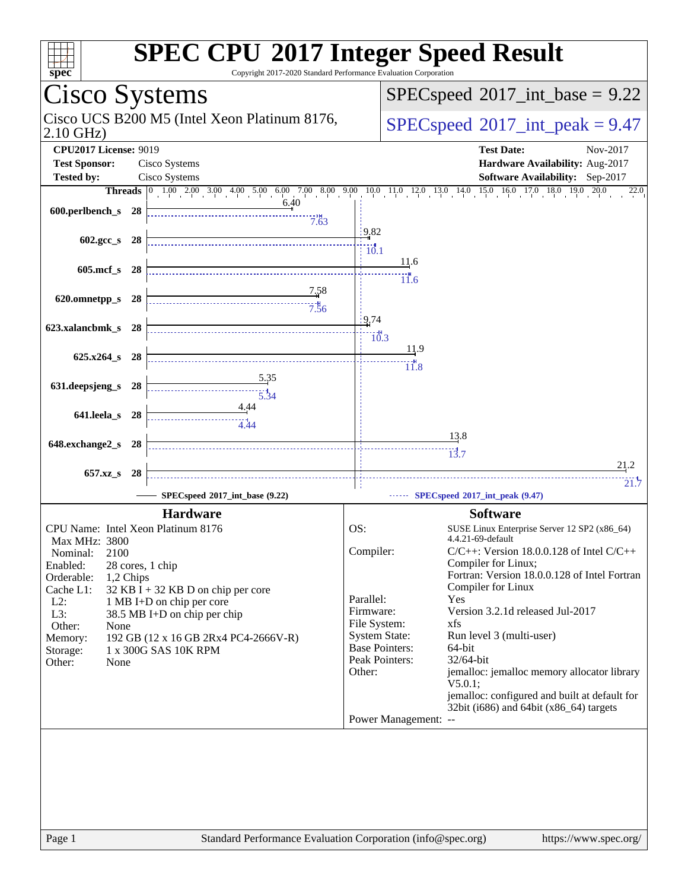# SPEC CPU 2017 Integer Speed Result

Copyright 2017-2020 Standard Performance Evaluation Corporation

## Cisco Systems

Cisco UCS B200 M5 (Intel Xeon Platinum 8176, 2.10 GHz)

**SPECspeed 2017_int_base = 9.22**

**SPECspeed 2017_int_peak = 9.47**

| | | | |
|---|---|---|---|
| **CPU2017 License:** | 9019 | **Test Date:** | Nov-2017 |
| **Test Sponsor:** | Cisco Systems | **Hardware Availability:** | Aug-2017 |
| **Tested by:** | Cisco Systems | **Software Availability:** | Sep-2017 |

| Benchmark | Threads | Base | Peak |
|---|---|---|---|
| 600.perlbench_s | 28 | 6.40 | 7.63 |
| 602.gcc_s | 28 | 9.82 | 10.1 |
| 605.mcf_s | 28 | 11.6 | 11.6 |
| 620.omnetpp_s | 28 | 7.58 | 7.56 |
| 623.xalancbmk_s | 28 | 9.74 | 10.3 |
| 625.x264_s | 28 | 11.9 | 11.8 |
| 631.deepsjeng_s | 28 | 5.35 | 5.34 |
| 641.leela_s | 28 | 4.44 | 4.44 |
| 648.exchange2_s | 28 | 13.8 | 13.7 |
| 657.xz_s | 28 | 21.2 | 21.7 |

SPECspeed 2017_int_base (9.22) — SPECspeed 2017_int_peak (9.47)

## Hardware

| | |
|---|---|
| CPU Name: | Intel Xeon Platinum 8176 |
| Max MHz: | 3800 |
| Nominal: | 2100 |
| Enabled: | 28 cores, 1 chip |
| Orderable: | 1,2 Chips |
| Cache L1: | 32 KB I + 32 KB D on chip per core |
| L2: | 1 MB I+D on chip per core |
| L3: | 38.5 MB I+D on chip per chip |
| Other: | None |
| Memory: | 192 GB (12 x 16 GB 2Rx4 PC4-2666V-R) |
| Storage: | 1 x 300G SAS 10K RPM |
| Other: | None |

## Software

| | |
|---|---|
| OS: | SUSE Linux Enterprise Server 12 SP2 (x86_64) 4.4.21-69-default |
| Compiler: | C/C++: Version 18.0.0.128 of Intel C/C++ Compiler for Linux; Fortran: Version 18.0.0.128 of Intel Fortran Compiler for Linux |
| Parallel: | Yes |
| Firmware: | Version 3.2.1d released Jul-2017 |
| File System: | xfs |
| System State: | Run level 3 (multi-user) |
| Base Pointers: | 64-bit |
| Peak Pointers: | 32/64-bit |
| Other: | jemalloc: jemalloc memory allocator library V5.0.1; jemalloc: configured and built at default for 32bit (i686) and 64bit (x86_64) targets |
| Power Management: | -- |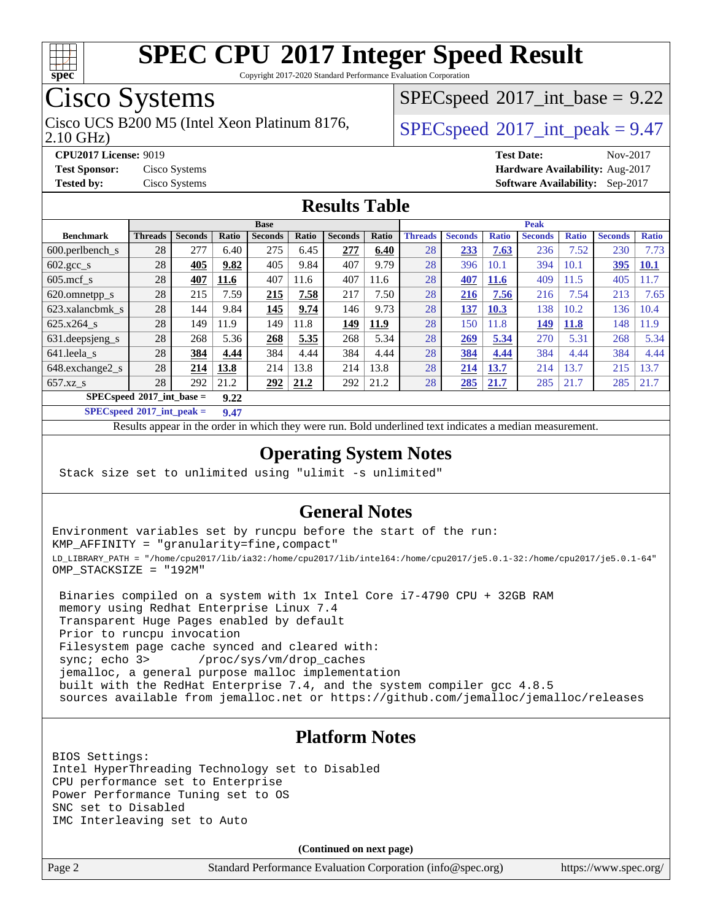# SPEC CPU 2017 Integer Speed Result

Copyright 2017-2020 Standard Performance Evaluation Corporation

# Cisco Systems

Cisco UCS B200 M5 (Intel Xeon Platinum 8176, 2.10 GHz)

SPECspeed 2017_int_base = 9.22

SPECspeed 2017_int_peak = 9.47

**CPU2017 License:** 9019
**Test Sponsor:** Cisco Systems
**Tested by:** Cisco Systems

**Test Date:** Nov-2017
**Hardware Availability:** Aug-2017
**Software Availability:** Sep-2017

## Results Table

| | Base | | | | | | | Peak | | | | | | |
|---|---|---|---|---|---|---|---|---|---|---|---|---|---|---|
| **Benchmark** | **Threads** | **Seconds** | **Ratio** | **Seconds** | **Ratio** | **Seconds** | **Ratio** | **Threads** | **Seconds** | **Ratio** | **Seconds** | **Ratio** | **Seconds** | **Ratio** |
| 600.perlbench_s | 28 | 277 | 6.40 | 275 | 6.45 | **277** | **6.40** | 28 | **233** | **7.63** | 236 | 7.52 | 230 | 7.73 |
| 602.gcc_s | 28 | **405** | **9.82** | 405 | 9.84 | 407 | 9.79 | 28 | 396 | 10.1 | 394 | 10.1 | **395** | **10.1** |
| 605.mcf_s | 28 | **407** | **11.6** | 407 | 11.6 | 407 | 11.6 | 28 | **407** | **11.6** | 409 | 11.5 | 405 | 11.7 |
| 620.omnetpp_s | 28 | 215 | 7.59 | **215** | **7.58** | 217 | 7.50 | 28 | **216** | **7.56** | 216 | 7.54 | 213 | 7.65 |
| 623.xalancbmk_s | 28 | 144 | 9.84 | **145** | **9.74** | 146 | 9.73 | 28 | **137** | **10.3** | 138 | 10.2 | 136 | 10.4 |
| 625.x264_s | 28 | 149 | 11.9 | 149 | 11.8 | **149** | **11.9** | 28 | 150 | 11.8 | **149** | **11.8** | 148 | 11.9 |
| 631.deepsjeng_s | 28 | 268 | 5.36 | **268** | **5.35** | 268 | 5.34 | 28 | **269** | **5.34** | 270 | 5.31 | 268 | 5.34 |
| 641.leela_s | 28 | **384** | **4.44** | 384 | 4.44 | 384 | 4.44 | 28 | **384** | **4.44** | 384 | 4.44 | 384 | 4.44 |
| 648.exchange2_s | 28 | **214** | **13.8** | 214 | 13.8 | 214 | 13.8 | 28 | **214** | **13.7** | 214 | 13.7 | 215 | 13.7 |
| 657.xz_s | 28 | 292 | 21.2 | **292** | **21.2** | 292 | 21.2 | 28 | **285** | **21.7** | 285 | 21.7 | 285 | 21.7 |

**SPECspeed 2017_int_base = 9.22**

**SPECspeed 2017_int_peak = 9.47**

Results appear in the order in which they were run. Bold underlined text indicates a median measurement.

## Operating System Notes

```
Stack size set to unlimited using "ulimit -s unlimited"
```

## General Notes

```
Environment variables set by runcpu before the start of the run:
KMP_AFFINITY = "granularity=fine,compact"
LD_LIBRARY_PATH = "/home/cpu2017/lib/ia32:/home/cpu2017/lib/intel64:/home/cpu2017/je5.0.1-32:/home/cpu2017/je5.0.1-64"
OMP_STACKSIZE = "192M"

 Binaries compiled on a system with 1x Intel Core i7-4790 CPU + 32GB RAM
 memory using Redhat Enterprise Linux 7.4
 Transparent Huge Pages enabled by default
 Prior to runcpu invocation
 Filesystem page cache synced and cleared with:
 sync; echo 3>       /proc/sys/vm/drop_caches
 jemalloc, a general purpose malloc implementation
 built with the RedHat Enterprise 7.4, and the system compiler gcc 4.8.5
 sources available from jemalloc.net or https://github.com/jemalloc/jemalloc/releases
```

## Platform Notes

```
BIOS Settings:
Intel HyperThreading Technology set to Disabled
CPU performance set to Enterprise
Power Performance Tuning set to OS
SNC set to Disabled
IMC Interleaving set to Auto
```

**(Continued on next page)**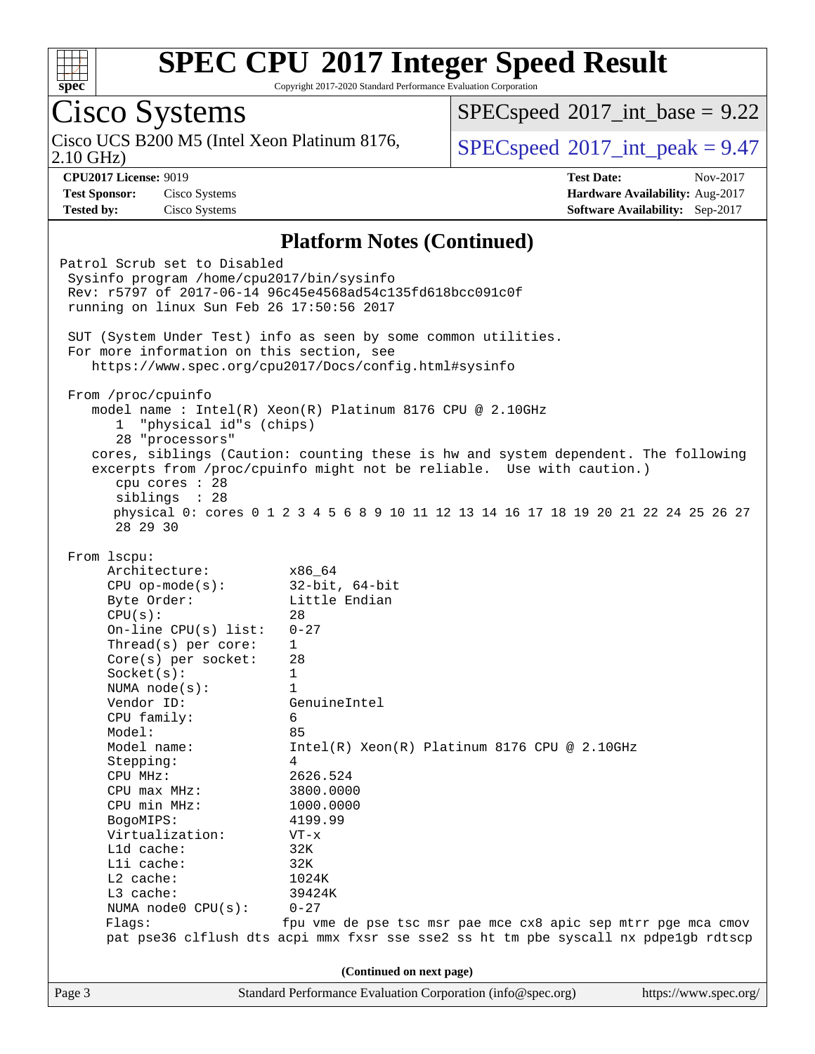# SPEC CPU 2017 Integer Speed Result

Copyright 2017-2020 Standard Performance Evaluation Corporation

## Cisco Systems

Cisco UCS B200 M5 (Intel Xeon Platinum 8176, 2.10 GHz)

SPECspeed 2017_int_base = 9.22

SPECspeed 2017_int_peak = 9.47

**CPU2017 License:** 9019
**Test Sponsor:** Cisco Systems
**Tested by:** Cisco Systems

**Test Date:** Nov-2017
**Hardware Availability:** Aug-2017
**Software Availability:** Sep-2017

### Platform Notes (Continued)

```
Patrol Scrub set to Disabled
 Sysinfo program /home/cpu2017/bin/sysinfo
 Rev: r5797 of 2017-06-14 96c45e4568ad54c135fd618bcc091c0f
 running on linux Sun Feb 26 17:50:56 2017

 SUT (System Under Test) info as seen by some common utilities.
 For more information on this section, see
    https://www.spec.org/cpu2017/Docs/config.html#sysinfo

 From /proc/cpuinfo
    model name : Intel(R) Xeon(R) Platinum 8176 CPU @ 2.10GHz
       1  "physical id"s (chips)
       28 "processors"
    cores, siblings (Caution: counting these is hw and system dependent. The following
    excerpts from /proc/cpuinfo might not be reliable.  Use with caution.)
       cpu cores : 28
       siblings  : 28
       physical 0: cores 0 1 2 3 4 5 6 8 9 10 11 12 13 14 16 17 18 19 20 21 22 24 25 26 27
       28 29 30

 From lscpu:
      Architecture:          x86_64
      CPU op-mode(s):        32-bit, 64-bit
      Byte Order:            Little Endian
      CPU(s):                28
      On-line CPU(s) list:   0-27
      Thread(s) per core:    1
      Core(s) per socket:    28
      Socket(s):             1
      NUMA node(s):          1
      Vendor ID:             GenuineIntel
      CPU family:            6
      Model:                 85
      Model name:            Intel(R) Xeon(R) Platinum 8176 CPU @ 2.10GHz
      Stepping:              4
      CPU MHz:               2626.524
      CPU max MHz:           3800.0000
      CPU min MHz:           1000.0000
      BogoMIPS:              4199.99
      Virtualization:        VT-x
      L1d cache:             32K
      L1i cache:             32K
      L2 cache:              1024K
      L3 cache:              39424K
      NUMA node0 CPU(s):     0-27
      Flags:                fpu vme de pse tsc msr pae mce cx8 apic sep mtrr pge mca cmov
      pat pse36 clflush dts acpi mmx fxsr sse sse2 ss ht tm pbe syscall nx pdpe1gb rdtscp
```

(Continued on next page)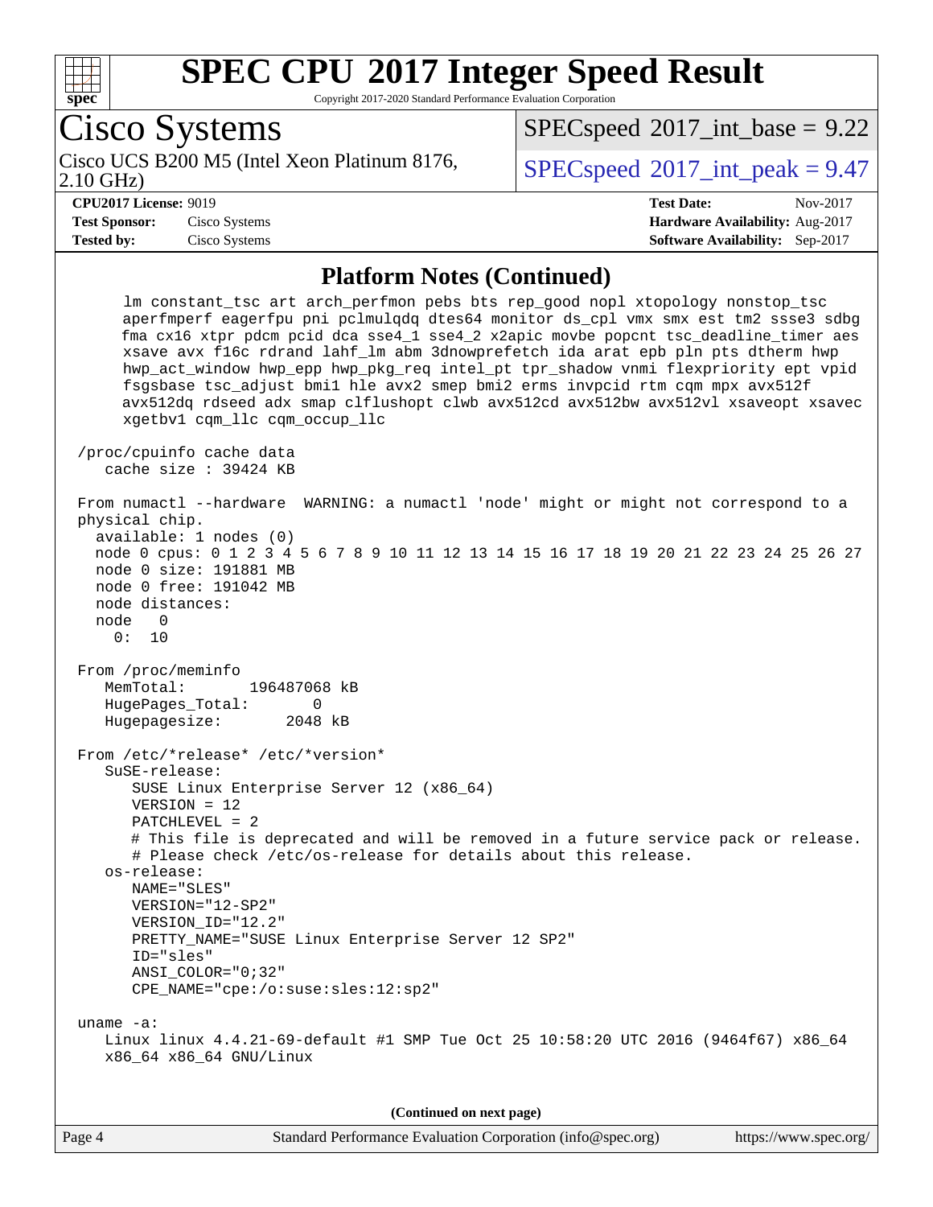## Platform Notes (Continued)

```
      lm constant_tsc art arch_perfmon pebs bts rep_good nopl xtopology nonstop_tsc
      aperfmperf eagerfpu pni pclmulqdq dtes64 monitor ds_cpl vmx smx est tm2 ssse3 sdbg
      fma cx16 xtpr pdcm pcid dca sse4_1 sse4_2 x2apic movbe popcnt tsc_deadline_timer aes
      xsave avx f16c rdrand lahf_lm abm 3dnowprefetch ida arat epb pln pts dtherm hwp
      hwp_act_window hwp_epp hwp_pkg_req intel_pt tpr_shadow vnmi flexpriority ept vpid
      fsgsbase tsc_adjust bmi1 hle avx2 smep bmi2 erms invpcid rtm cqm mpx avx512f
      avx512dq rdseed adx smap clflushopt clwb avx512cd avx512bw avx512vl xsaveopt xsavec
      xgetbv1 cqm_llc cqm_occup_llc

 /proc/cpuinfo cache data
    cache size : 39424 KB

 From numactl --hardware  WARNING: a numactl 'node' might or might not correspond to a
 physical chip.
   available: 1 nodes (0)
   node 0 cpus: 0 1 2 3 4 5 6 7 8 9 10 11 12 13 14 15 16 17 18 19 20 21 22 23 24 25 26 27
   node 0 size: 191881 MB
   node 0 free: 191042 MB
   node distances:
   node   0
     0:  10

 From /proc/meminfo
    MemTotal:       196487068 kB
    HugePages_Total:       0
    Hugepagesize:       2048 kB

 From /etc/*release* /etc/*version*
    SuSE-release:
       SUSE Linux Enterprise Server 12 (x86_64)
       VERSION = 12
       PATCHLEVEL = 2
       # This file is deprecated and will be removed in a future service pack or release.
       # Please check /etc/os-release for details about this release.
    os-release:
       NAME="SLES"
       VERSION="12-SP2"
       VERSION_ID="12.2"
       PRETTY_NAME="SUSE Linux Enterprise Server 12 SP2"
       ID="sles"
       ANSI_COLOR="0;32"
       CPE_NAME="cpe:/o:suse:sles:12:sp2"

 uname -a:
    Linux linux 4.4.21-69-default #1 SMP Tue Oct 25 10:58:20 UTC 2016 (9464f67) x86_64
    x86_64 x86_64 GNU/Linux
```

(Continued on next page)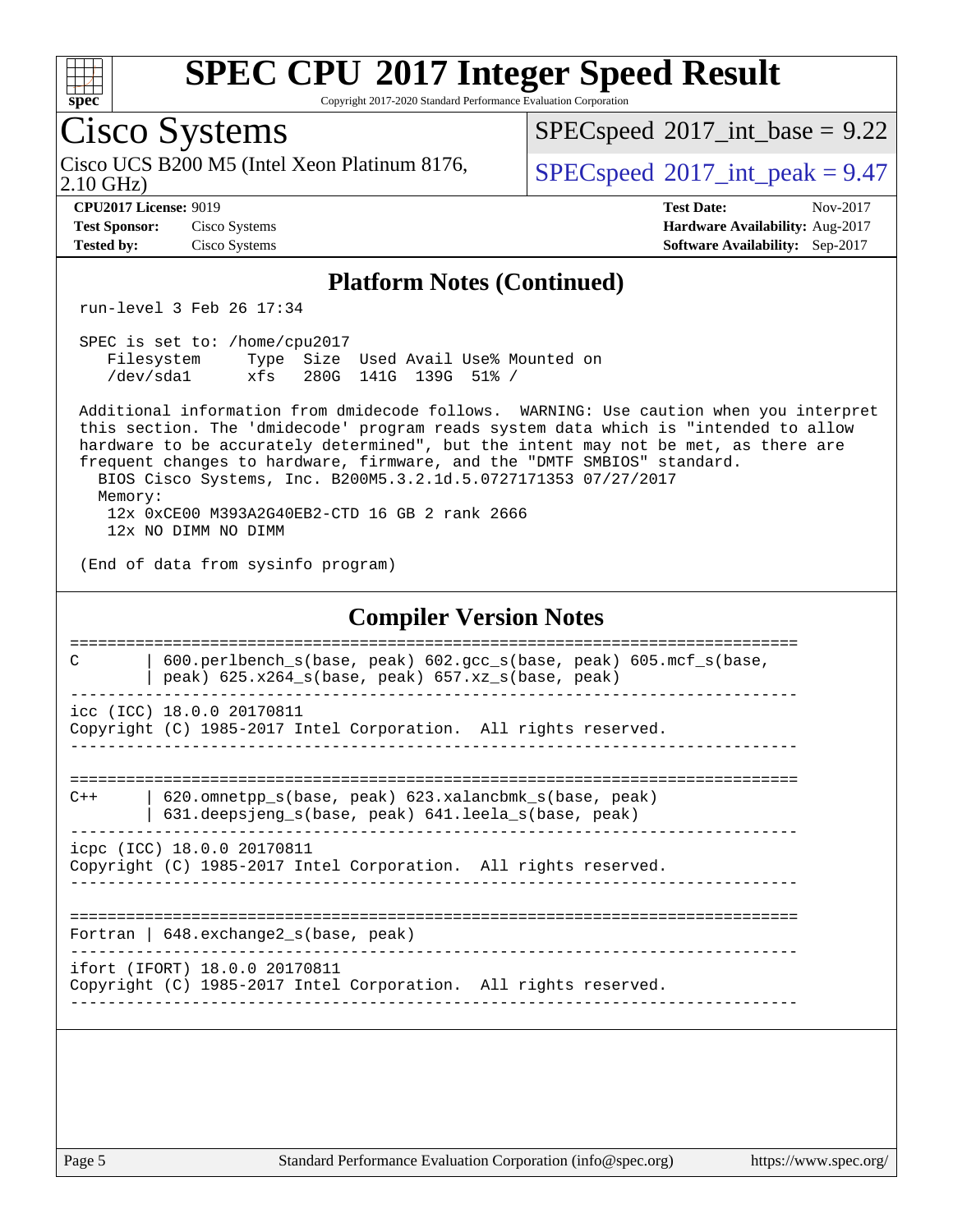# SPEC CPU 2017 Integer Speed Result

Copyright 2017-2020 Standard Performance Evaluation Corporation

## Cisco Systems

Cisco UCS B200 M5 (Intel Xeon Platinum 8176, 2.10 GHz)

SPECspeed 2017_int_base = 9.22

SPECspeed 2017_int_peak = 9.47

**CPU2017 License:** 9019
**Test Sponsor:** Cisco Systems
**Tested by:** Cisco Systems

**Test Date:** Nov-2017
**Hardware Availability:** Aug-2017
**Software Availability:** Sep-2017

### Platform Notes (Continued)

```
run-level 3 Feb 26 17:34

SPEC is set to: /home/cpu2017
   Filesystem     Type  Size  Used Avail Use% Mounted on
   /dev/sda1      xfs   280G  141G  139G  51% /

Additional information from dmidecode follows.  WARNING: Use caution when you interpret
this section. The 'dmidecode' program reads system data which is "intended to allow
hardware to be accurately determined", but the intent may not be met, as there are
frequent changes to hardware, firmware, and the "DMTF SMBIOS" standard.
  BIOS Cisco Systems, Inc. B200M5.3.2.1d.5.0727171353 07/27/2017
  Memory:
   12x 0xCE00 M393A2G40EB2-CTD 16 GB 2 rank 2666
   12x NO DIMM NO DIMM

(End of data from sysinfo program)
```

### Compiler Version Notes

```
==============================================================================
C       | 600.perlbench_s(base, peak) 602.gcc_s(base, peak) 605.mcf_s(base,
        | peak) 625.x264_s(base, peak) 657.xz_s(base, peak)
------------------------------------------------------------------------------
icc (ICC) 18.0.0 20170811
Copyright (C) 1985-2017 Intel Corporation.  All rights reserved.
------------------------------------------------------------------------------

==============================================================================
C++     | 620.omnetpp_s(base, peak) 623.xalancbmk_s(base, peak)
        | 631.deepsjeng_s(base, peak) 641.leela_s(base, peak)
------------------------------------------------------------------------------
icpc (ICC) 18.0.0 20170811
Copyright (C) 1985-2017 Intel Corporation.  All rights reserved.
------------------------------------------------------------------------------

==============================================================================
Fortran | 648.exchange2_s(base, peak)
------------------------------------------------------------------------------
ifort (IFORT) 18.0.0 20170811
Copyright (C) 1985-2017 Intel Corporation.  All rights reserved.
------------------------------------------------------------------------------
```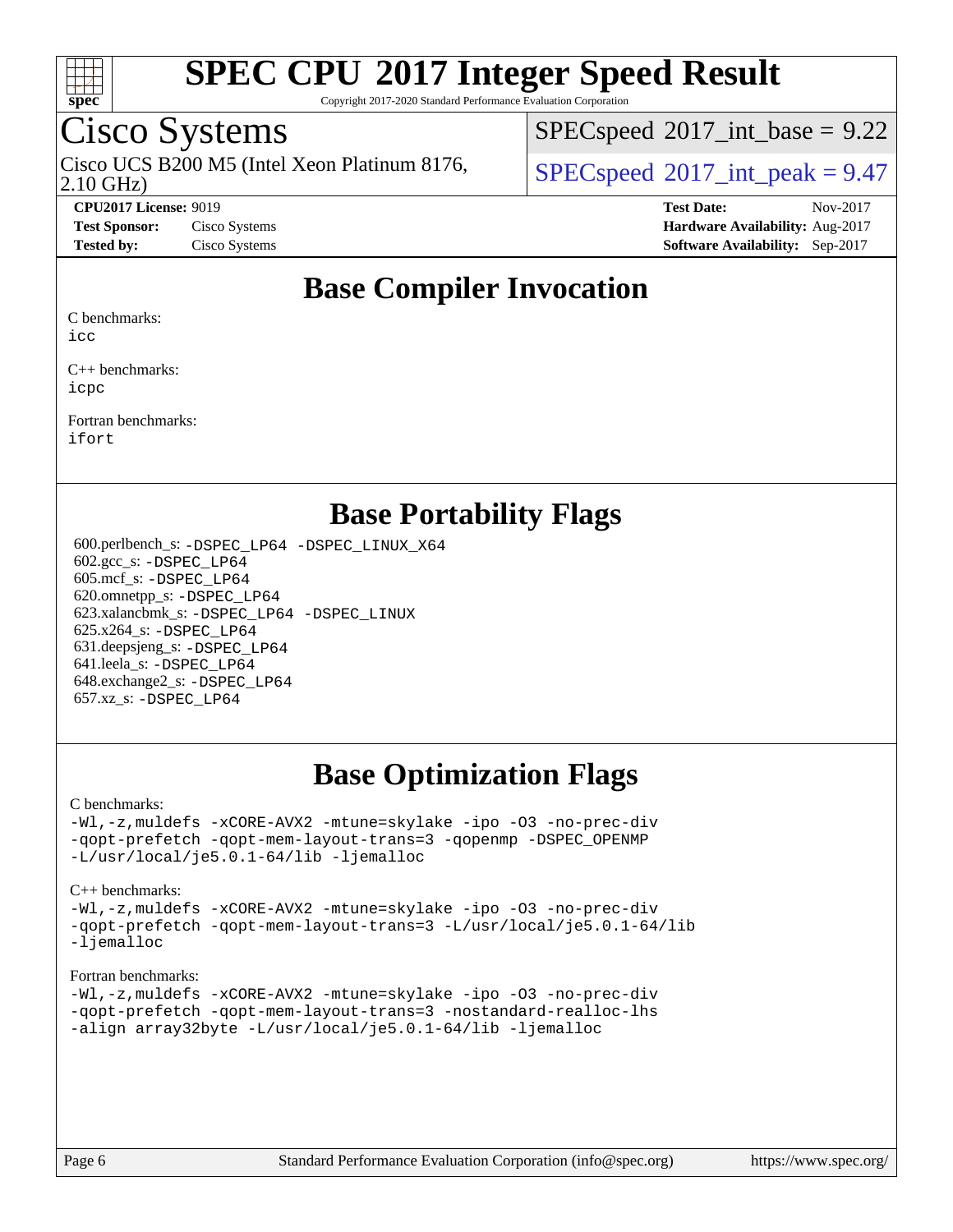# SPEC CPU 2017 Integer Speed Result

Copyright 2017-2020 Standard Performance Evaluation Corporation

## Cisco Systems

Cisco UCS B200 M5 (Intel Xeon Platinum 8176, 2.10 GHz)

SPECspeed 2017_int_base = 9.22

SPECspeed 2017_int_peak = 9.47

**CPU2017 License:** 9019
**Test Sponsor:** Cisco Systems
**Tested by:** Cisco Systems

**Test Date:** Nov-2017
**Hardware Availability:** Aug-2017
**Software Availability:** Sep-2017

## Base Compiler Invocation

C benchmarks:
icc

C++ benchmarks:
icpc

Fortran benchmarks:
ifort

## Base Portability Flags

600.perlbench_s: -DSPEC_LP64 -DSPEC_LINUX_X64
602.gcc_s: -DSPEC_LP64
605.mcf_s: -DSPEC_LP64
620.omnetpp_s: -DSPEC_LP64
623.xalancbmk_s: -DSPEC_LP64 -DSPEC_LINUX
625.x264_s: -DSPEC_LP64
631.deepsjeng_s: -DSPEC_LP64
641.leela_s: -DSPEC_LP64
648.exchange2_s: -DSPEC_LP64
657.xz_s: -DSPEC_LP64

## Base Optimization Flags

C benchmarks:
-Wl,-z,muldefs -xCORE-AVX2 -mtune=skylake -ipo -O3 -no-prec-div -qopt-prefetch -qopt-mem-layout-trans=3 -qopenmp -DSPEC_OPENMP -L/usr/local/je5.0.1-64/lib -ljemalloc

C++ benchmarks:
-Wl,-z,muldefs -xCORE-AVX2 -mtune=skylake -ipo -O3 -no-prec-div -qopt-prefetch -qopt-mem-layout-trans=3 -L/usr/local/je5.0.1-64/lib -ljemalloc

Fortran benchmarks:
-Wl,-z,muldefs -xCORE-AVX2 -mtune=skylake -ipo -O3 -no-prec-div -qopt-prefetch -qopt-mem-layout-trans=3 -nostandard-realloc-lhs -align array32byte -L/usr/local/je5.0.1-64/lib -ljemalloc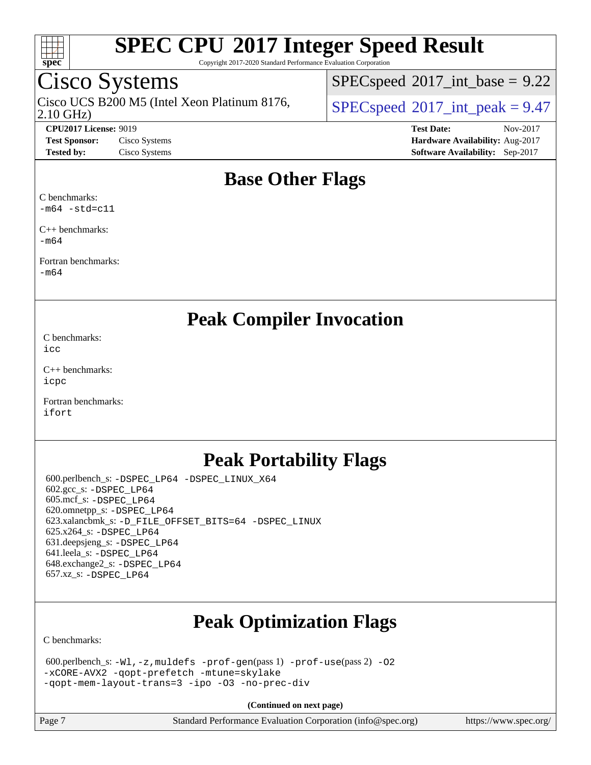# SPEC CPU 2017 Integer Speed Result

Copyright 2017-2020 Standard Performance Evaluation Corporation

## Cisco Systems

Cisco UCS B200 M5 (Intel Xeon Platinum 8176, 2.10 GHz)

SPECspeed 2017_int_base = 9.22

SPECspeed 2017_int_peak = 9.47

**CPU2017 License:** 9019
**Test Sponsor:** Cisco Systems
**Tested by:** Cisco Systems

**Test Date:** Nov-2017
**Hardware Availability:** Aug-2017
**Software Availability:** Sep-2017

## Base Other Flags

C benchmarks:
`-m64 -std=c11`

C++ benchmarks:
`-m64`

Fortran benchmarks:
`-m64`

## Peak Compiler Invocation

C benchmarks:
`icc`

C++ benchmarks:
`icpc`

Fortran benchmarks:
`ifort`

## Peak Portability Flags

600.perlbench_s: `-DSPEC_LP64 -DSPEC_LINUX_X64`
602.gcc_s: `-DSPEC_LP64`
605.mcf_s: `-DSPEC_LP64`
620.omnetpp_s: `-DSPEC_LP64`
623.xalancbmk_s: `-D_FILE_OFFSET_BITS=64 -DSPEC_LINUX`
625.x264_s: `-DSPEC_LP64`
631.deepsjeng_s: `-DSPEC_LP64`
641.leela_s: `-DSPEC_LP64`
648.exchange2_s: `-DSPEC_LP64`
657.xz_s: `-DSPEC_LP64`

## Peak Optimization Flags

C benchmarks:

600.perlbench_s: `-Wl,-z,muldefs -prof-gen`(pass 1) `-prof-use`(pass 2) `-O2 -xCORE-AVX2 -qopt-prefetch -mtune=skylake -qopt-mem-layout-trans=3 -ipo -O3 -no-prec-div`

**(Continued on next page)**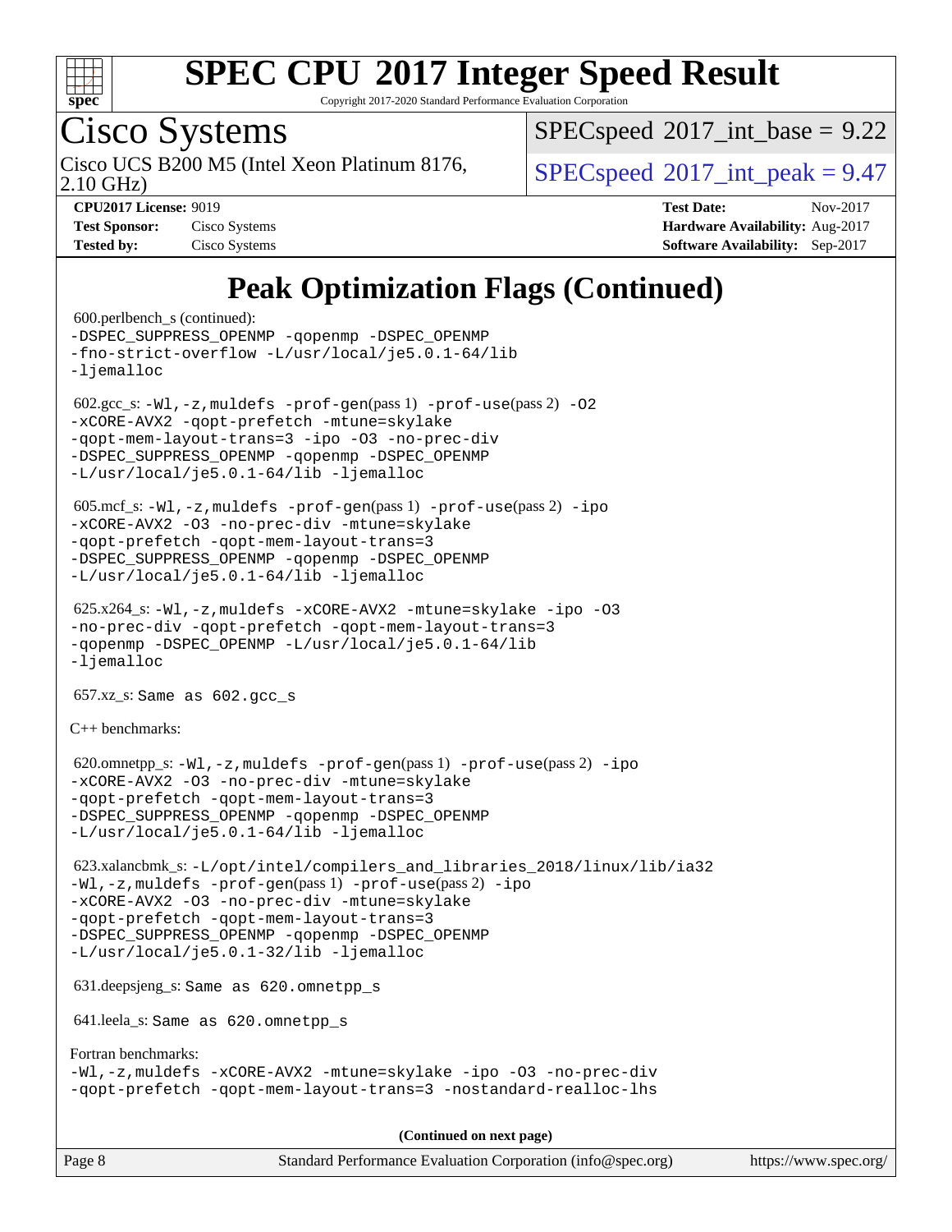# SPEC CPU 2017 Integer Speed Result

Copyright 2017-2020 Standard Performance Evaluation Corporation

## Cisco Systems

Cisco UCS B200 M5 (Intel Xeon Platinum 8176, 2.10 GHz)

SPECspeed 2017_int_base = 9.22

SPECspeed 2017_int_peak = 9.47

**CPU2017 License:** 9019
**Test Sponsor:** Cisco Systems
**Tested by:** Cisco Systems

**Test Date:** Nov-2017
**Hardware Availability:** Aug-2017
**Software Availability:** Sep-2017

# Peak Optimization Flags (Continued)

600.perlbench_s (continued):
```
-DSPEC_SUPPRESS_OPENMP -qopenmp -DSPEC_OPENMP
-fno-strict-overflow -L/usr/local/je5.0.1-64/lib
-ljemalloc
```

602.gcc_s:
```
-Wl,-z,muldefs -prof-gen(pass 1) -prof-use(pass 2) -O2
-xCORE-AVX2 -qopt-prefetch -mtune=skylake
-qopt-mem-layout-trans=3 -ipo -O3 -no-prec-div
-DSPEC_SUPPRESS_OPENMP -qopenmp -DSPEC_OPENMP
-L/usr/local/je5.0.1-64/lib -ljemalloc
```

605.mcf_s:
```
-Wl,-z,muldefs -prof-gen(pass 1) -prof-use(pass 2) -ipo
-xCORE-AVX2 -O3 -no-prec-div -mtune=skylake
-qopt-prefetch -qopt-mem-layout-trans=3
-DSPEC_SUPPRESS_OPENMP -qopenmp -DSPEC_OPENMP
-L/usr/local/je5.0.1-64/lib -ljemalloc
```

625.x264_s:
```
-Wl,-z,muldefs -xCORE-AVX2 -mtune=skylake -ipo -O3
-no-prec-div -qopt-prefetch -qopt-mem-layout-trans=3
-qopenmp -DSPEC_OPENMP -L/usr/local/je5.0.1-64/lib
-ljemalloc
```

657.xz_s: Same as 602.gcc_s

C++ benchmarks:

620.omnetpp_s:
```
-Wl,-z,muldefs -prof-gen(pass 1) -prof-use(pass 2) -ipo
-xCORE-AVX2 -O3 -no-prec-div -mtune=skylake
-qopt-prefetch -qopt-mem-layout-trans=3
-DSPEC_SUPPRESS_OPENMP -qopenmp -DSPEC_OPENMP
-L/usr/local/je5.0.1-64/lib -ljemalloc
```

623.xalancbmk_s:
```
-L/opt/intel/compilers_and_libraries_2018/linux/lib/ia32
-Wl,-z,muldefs -prof-gen(pass 1) -prof-use(pass 2) -ipo
-xCORE-AVX2 -O3 -no-prec-div -mtune=skylake
-qopt-prefetch -qopt-mem-layout-trans=3
-DSPEC_SUPPRESS_OPENMP -qopenmp -DSPEC_OPENMP
-L/usr/local/je5.0.1-32/lib -ljemalloc
```

631.deepsjeng_s: Same as 620.omnetpp_s

641.leela_s: Same as 620.omnetpp_s

Fortran benchmarks:
```
-Wl,-z,muldefs -xCORE-AVX2 -mtune=skylake -ipo -O3 -no-prec-div
-qopt-prefetch -qopt-mem-layout-trans=3 -nostandard-realloc-lhs
```

**(Continued on next page)**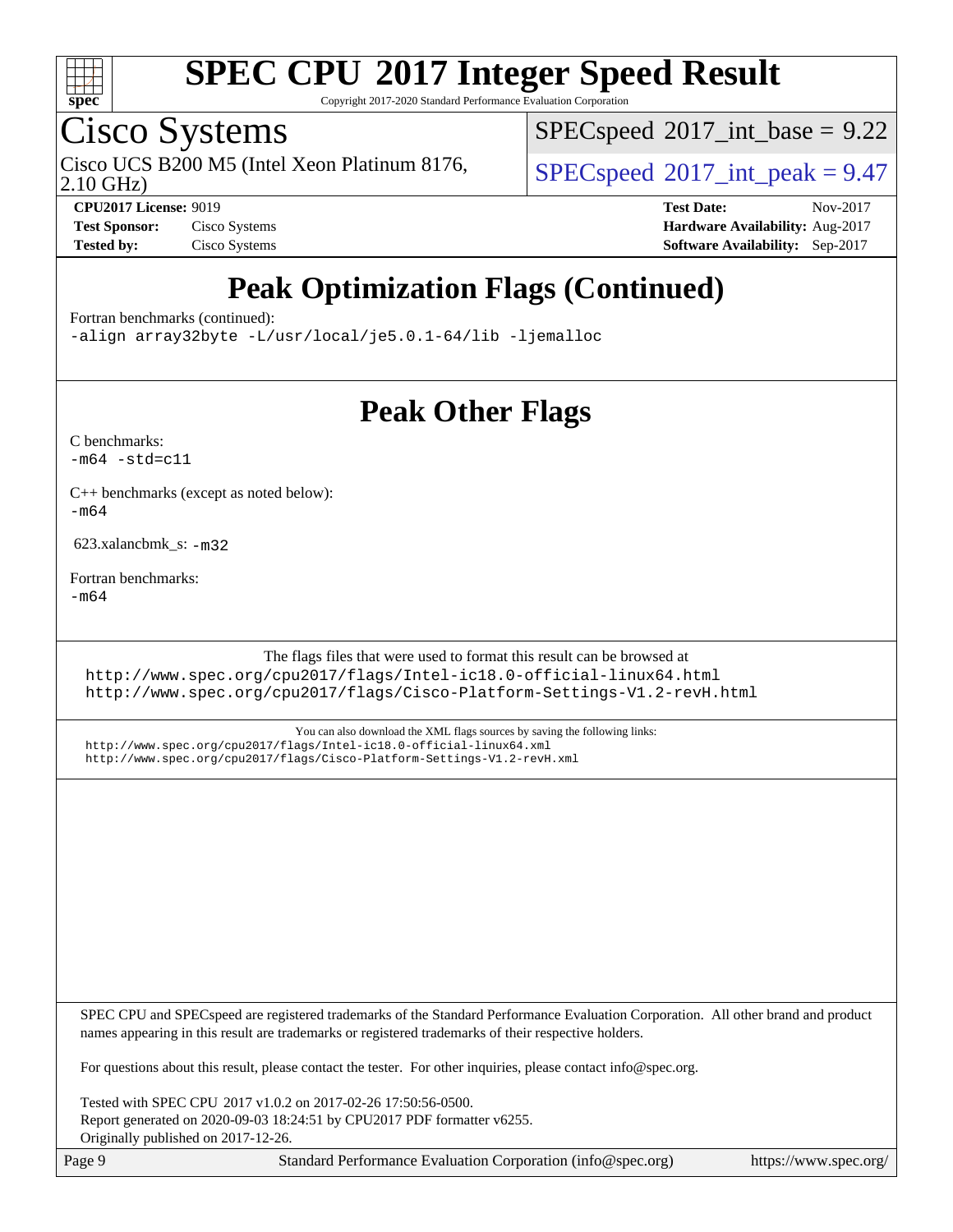# Peak Optimization Flags (Continued)

Fortran benchmarks (continued):
-align array32byte -L/usr/local/je5.0.1-64/lib -ljemalloc

# Peak Other Flags

C benchmarks:
-m64 -std=c11

C++ benchmarks (except as noted below):
-m64

623.xalancbmk_s: -m32

Fortran benchmarks:
-m64

The flags files that were used to format this result can be browsed at
http://www.spec.org/cpu2017/flags/Intel-ic18.0-official-linux64.html
http://www.spec.org/cpu2017/flags/Cisco-Platform-Settings-V1.2-revH.html

You can also download the XML flags sources by saving the following links:
http://www.spec.org/cpu2017/flags/Intel-ic18.0-official-linux64.xml
http://www.spec.org/cpu2017/flags/Cisco-Platform-Settings-V1.2-revH.xml

SPEC CPU and SPECspeed are registered trademarks of the Standard Performance Evaluation Corporation. All other brand and product names appearing in this result are trademarks or registered trademarks of their respective holders.

For questions about this result, please contact the tester. For other inquiries, please contact info@spec.org.

Tested with SPEC CPU 2017 v1.0.2 on 2017-02-26 17:50:56-0500.
Report generated on 2020-09-03 18:24:51 by CPU2017 PDF formatter v6255.
Originally published on 2017-12-26.